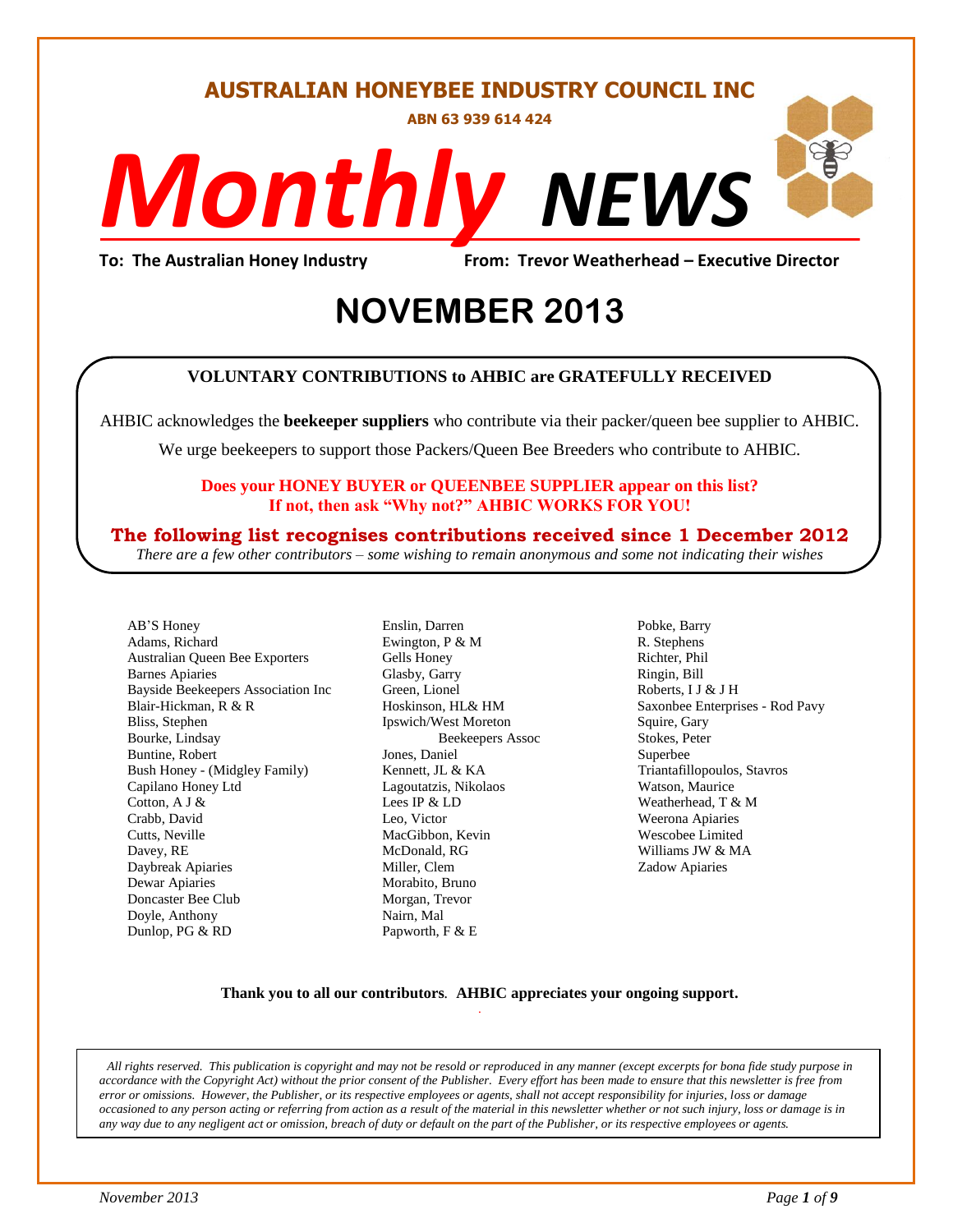# AUSTRALIAN HONEYBEE INDUSTRY COUNCIL INC

**ABN 63 939 614 424**

# *Monthly* *NEWS*

**To: The Australian Honey Industry** **From: Trevor Weatherhead – Executive Director**

# NOVEMBER 2013

**VOLUNTARY CONTRIBUTIONS to AHBIC are GRATEFULLY RECEIVED**

AHBIC acknowledges the **beekeeper suppliers** who contribute via their packer/queen bee supplier to AHBIC.

We urge beekeepers to support those Packers/Queen Bee Breeders who contribute to AHBIC.

**Does your HONEY BUYER or QUEENBEE SUPPLIER appear on this list?**
**If not, then ask "Why not?" AHBIC WORKS FOR YOU!**

**The following list recognises contributions received since 1 December 2012**

*There are a few other contributors – some wishing to remain anonymous and some not indicating their wishes*

AB'S Honey
Adams, Richard
Australian Queen Bee Exporters
Barnes Apiaries
Bayside Beekeepers Association Inc
Blair-Hickman, R & R
Bliss, Stephen
Bourke, Lindsay
Buntine, Robert
Bush Honey - (Midgley Family)
Capilano Honey Ltd
Cotton, A J &
Crabb, David
Cutts, Neville
Davey, RE
Daybreak Apiaries
Dewar Apiaries
Doncaster Bee Club
Doyle, Anthony
Dunlop, PG & RD
Enslin, Darren
Ewington, P & M
Gells Honey
Glasby, Garry
Green, Lionel
Hoskinson, HL& HM
Ipswich/West Moreton Beekeepers Assoc
Jones, Daniel
Kennett, JL & KA
Lagoutatzis, Nikolaos
Lees IP & LD
Leo, Victor
MacGibbon, Kevin
McDonald, RG
Miller, Clem
Morabito, Bruno
Morgan, Trevor
Nairn, Mal
Papworth, F & E
Pobke, Barry
R. Stephens
Richter, Phil
Ringin, Bill
Roberts, I J & J H
Saxonbee Enterprises - Rod Pavy
Squire, Gary
Stokes, Peter
Superbee
Triantafillopoulos, Stavros
Watson, Maurice
Weatherhead, T & M
Weerona Apiaries
Wescobee Limited
Williams JW & MA
Zadow Apiaries

**Thank you to all our contributors**. **AHBIC appreciates your ongoing support.**

*All rights reserved. This publication is copyright and may not be resold or reproduced in any manner (except excerpts for bona fide study purpose in accordance with the Copyright Act) without the prior consent of the Publisher. Every effort has been made to ensure that this newsletter is free from error or omissions. However, the Publisher, or its respective employees or agents, shall not accept responsibility for injuries, loss or damage occasioned to any person acting or referring from action as a result of the material in this newsletter whether or not such injury, loss or damage is in any way due to any negligent act or omission, breach of duty or default on the part of the Publisher, or its respective employees or agents.*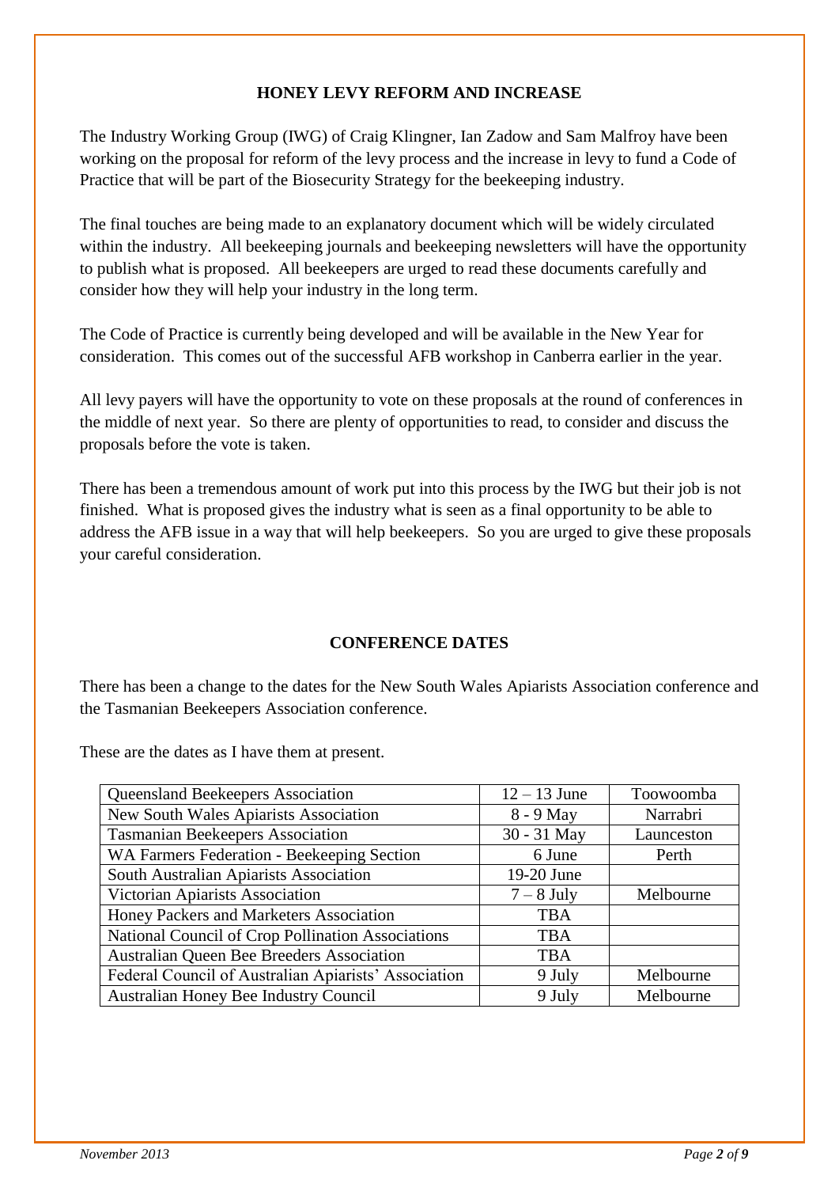## HONEY LEVY REFORM AND INCREASE

The Industry Working Group (IWG) of Craig Klingner, Ian Zadow and Sam Malfroy have been working on the proposal for reform of the levy process and the increase in levy to fund a Code of Practice that will be part of the Biosecurity Strategy for the beekeeping industry.

The final touches are being made to an explanatory document which will be widely circulated within the industry. All beekeeping journals and beekeeping newsletters will have the opportunity to publish what is proposed. All beekeepers are urged to read these documents carefully and consider how they will help your industry in the long term.

The Code of Practice is currently being developed and will be available in the New Year for consideration. This comes out of the successful AFB workshop in Canberra earlier in the year.

All levy payers will have the opportunity to vote on these proposals at the round of conferences in the middle of next year. So there are plenty of opportunities to read, to consider and discuss the proposals before the vote is taken.

There has been a tremendous amount of work put into this process by the IWG but their job is not finished. What is proposed gives the industry what is seen as a final opportunity to be able to address the AFB issue in a way that will help beekeepers. So you are urged to give these proposals your careful consideration.

## CONFERENCE DATES

There has been a change to the dates for the New South Wales Apiarists Association conference and the Tasmanian Beekeepers Association conference.

These are the dates as I have them at present.

| | | |
|---|---|---|
| Queensland Beekeepers Association | 12 – 13 June | Toowoomba |
| New South Wales Apiarists Association | 8 - 9 May | Narrabri |
| Tasmanian Beekeepers Association | 30 - 31 May | Launceston |
| WA Farmers Federation - Beekeeping Section | 6 June | Perth |
| South Australian Apiarists Association | 19-20 June | |
| Victorian Apiarists Association | 7 – 8 July | Melbourne |
| Honey Packers and Marketers Association | TBA | |
| National Council of Crop Pollination Associations | TBA | |
| Australian Queen Bee Breeders Association | TBA | |
| Federal Council of Australian Apiarists' Association | 9 July | Melbourne |
| Australian Honey Bee Industry Council | 9 July | Melbourne |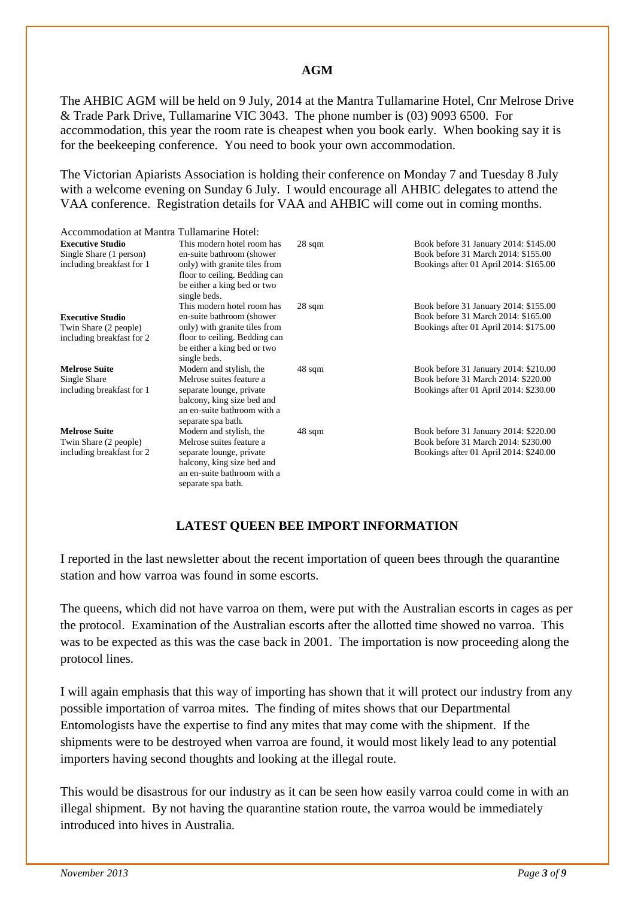## AGM

The AHBIC AGM will be held on 9 July, 2014 at the Mantra Tullamarine Hotel, Cnr Melrose Drive & Trade Park Drive, Tullamarine VIC 3043. The phone number is (03) 9093 6500. For accommodation, this year the room rate is cheapest when you book early. When booking say it is for the beekeeping conference. You need to book your own accommodation.

The Victorian Apiarists Association is holding their conference on Monday 7 and Tuesday 8 July with a welcome evening on Sunday 6 July. I would encourage all AHBIC delegates to attend the VAA conference. Registration details for VAA and AHBIC will come out in coming months.

Accommodation at Mantra Tullamarine Hotel:

| Room | Description | Size | Rates |
|---|---|---|---|
| **Executive Studio** Single Share (1 person) including breakfast for 1 | This modern hotel room has en-suite bathroom (shower only) with granite tiles from floor to ceiling. Bedding can be either a king bed or two single beds. | 28 sqm | Book before 31 January 2014: $145.00<br>Book before 31 March 2014: $155.00<br>Bookings after 01 April 2014: $165.00 |
| **Executive Studio** Twin Share (2 people) including breakfast for 2 | This modern hotel room has en-suite bathroom (shower only) with granite tiles from floor to ceiling. Bedding can be either a king bed or two single beds. | 28 sqm | Book before 31 January 2014: $155.00<br>Book before 31 March 2014: $165.00<br>Bookings after 01 April 2014: $175.00 |
| **Melrose Suite** Single Share including breakfast for 1 | Modern and stylish, the Melrose suites feature a separate lounge, private balcony, king size bed and an en-suite bathroom with a separate spa bath. | 48 sqm | Book before 31 January 2014: $210.00<br>Book before 31 March 2014: $220.00<br>Bookings after 01 April 2014: $230.00 |
| **Melrose Suite** Twin Share (2 people) including breakfast for 2 | Modern and stylish, the Melrose suites feature a separate lounge, private balcony, king size bed and an en-suite bathroom with a separate spa bath. | 48 sqm | Book before 31 January 2014: $220.00<br>Book before 31 March 2014: $230.00<br>Bookings after 01 April 2014: $240.00 |

## LATEST QUEEN BEE IMPORT INFORMATION

I reported in the last newsletter about the recent importation of queen bees through the quarantine station and how varroa was found in some escorts.

The queens, which did not have varroa on them, were put with the Australian escorts in cages as per the protocol. Examination of the Australian escorts after the allotted time showed no varroa. This was to be expected as this was the case back in 2001. The importation is now proceeding along the protocol lines.

I will again emphasis that this way of importing has shown that it will protect our industry from any possible importation of varroa mites. The finding of mites shows that our Departmental Entomologists have the expertise to find any mites that may come with the shipment. If the shipments were to be destroyed when varroa are found, it would most likely lead to any potential importers having second thoughts and looking at the illegal route.

This would be disastrous for our industry as it can be seen how easily varroa could come in with an illegal shipment. By not having the quarantine station route, the varroa would be immediately introduced into hives in Australia.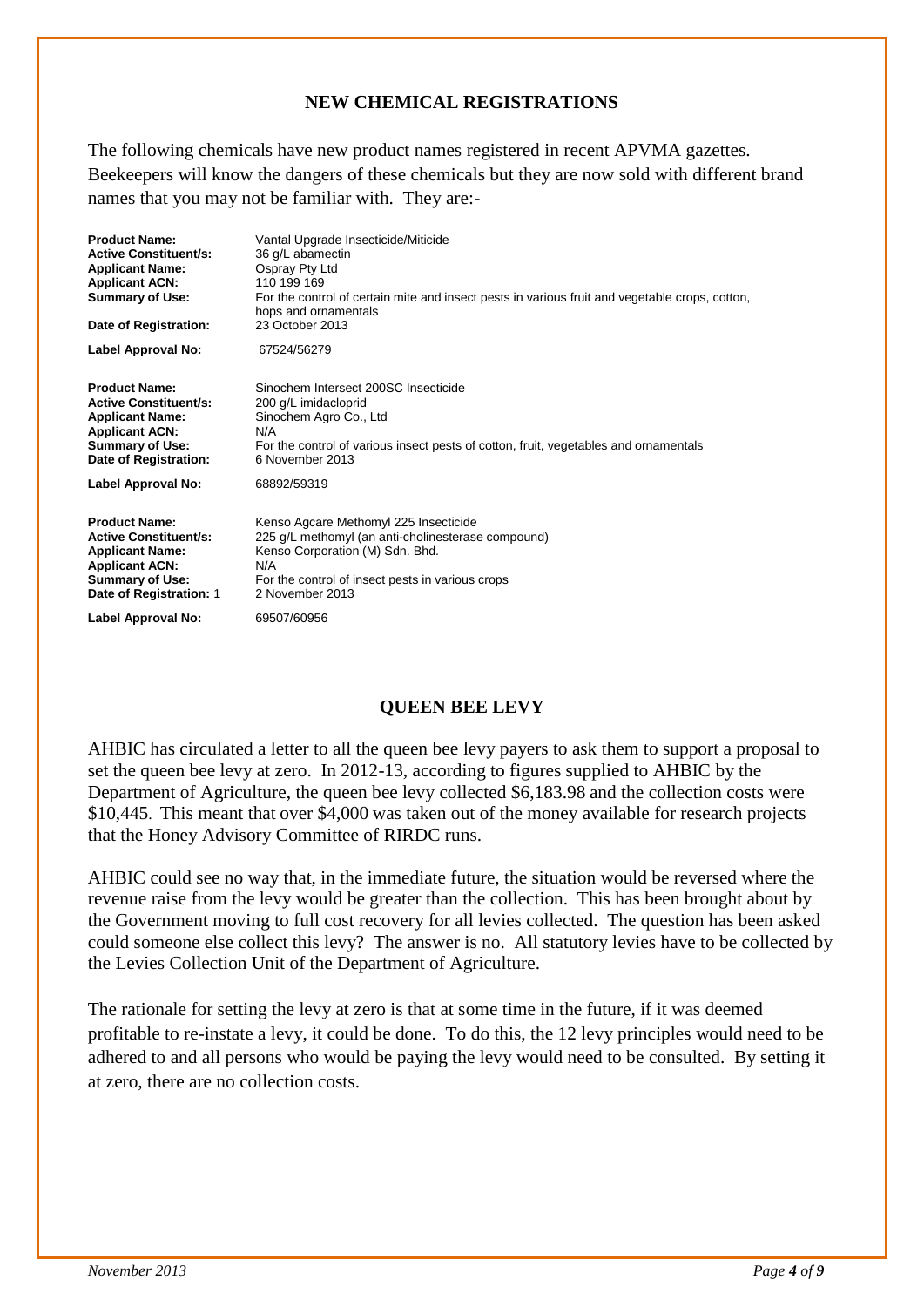## NEW CHEMICAL REGISTRATIONS

The following chemicals have new product names registered in recent APVMA gazettes. Beekeepers will know the dangers of these chemicals but they are now sold with different brand names that you may not be familiar with. They are:-

**Product Name:** Vantal Upgrade Insecticide/Miticide
**Active Constituent/s:** 36 g/L abamectin
**Applicant Name:** Ospray Pty Ltd
**Applicant ACN:** 110 199 169
**Summary of Use:** For the control of certain mite and insect pests in various fruit and vegetable crops, cotton, hops and ornamentals
**Date of Registration:** 23 October 2013
**Label Approval No:** 67524/56279

**Product Name:** Sinochem Intersect 200SC Insecticide
**Active Constituent/s:** 200 g/L imidacloprid
**Applicant Name:** Sinochem Agro Co., Ltd
**Applicant ACN:** N/A
**Summary of Use:** For the control of various insect pests of cotton, fruit, vegetables and ornamentals
**Date of Registration:** 6 November 2013
**Label Approval No:** 68892/59319

**Product Name:** Kenso Agcare Methomyl 225 Insecticide
**Active Constituent/s:** 225 g/L methomyl (an anti-cholinesterase compound)
**Applicant Name:** Kenso Corporation (M) Sdn. Bhd.
**Applicant ACN:** N/A
**Summary of Use:** For the control of insect pests in various crops
**Date of Registration:** 1 2 November 2013
**Label Approval No:** 69507/60956

## QUEEN BEE LEVY

AHBIC has circulated a letter to all the queen bee levy payers to ask them to support a proposal to set the queen bee levy at zero. In 2012-13, according to figures supplied to AHBIC by the Department of Agriculture, the queen bee levy collected $6,183.98 and the collection costs were $10,445. This meant that over $4,000 was taken out of the money available for research projects that the Honey Advisory Committee of RIRDC runs.

AHBIC could see no way that, in the immediate future, the situation would be reversed where the revenue raise from the levy would be greater than the collection. This has been brought about by the Government moving to full cost recovery for all levies collected. The question has been asked could someone else collect this levy? The answer is no. All statutory levies have to be collected by the Levies Collection Unit of the Department of Agriculture.

The rationale for setting the levy at zero is that at some time in the future, if it was deemed profitable to re-instate a levy, it could be done. To do this, the 12 levy principles would need to be adhered to and all persons who would be paying the levy would need to be consulted. By setting it at zero, there are no collection costs.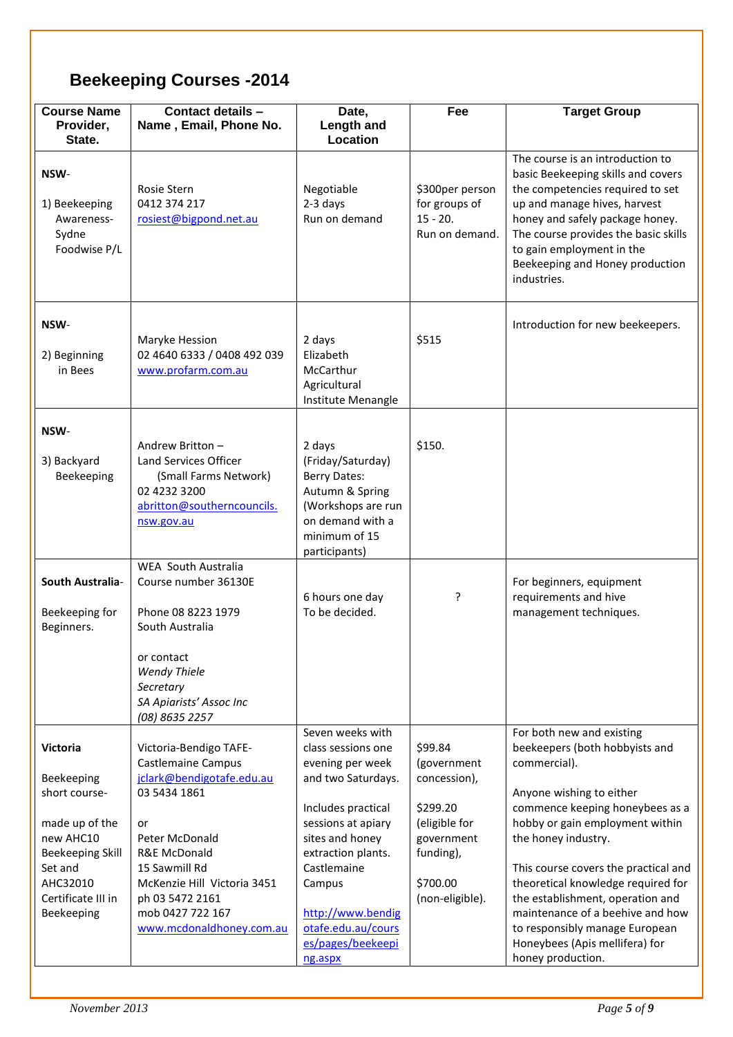# Beekeeping Courses -2014

| Course Name Provider, State. | Contact details – Name , Email, Phone No. | Date, Length and Location | Fee | Target Group |
|---|---|---|---|---|
| **NSW**-<br><br>1) Beekeeping Awareness-Sydne Foodwise P/L | Rosie Stern<br>0412 374 217<br>rosiest@bigpond.net.au | Negotiable<br>2-3 days<br>Run on demand | $300per person for groups of 15 - 20.<br>Run on demand. | The course is an introduction to basic Beekeeping skills and covers the competencies required to set up and manage hives, harvest honey and safely package honey. The course provides the basic skills to gain employment in the Beekeeping and Honey production industries. |
| **NSW**-<br><br>2) Beginning in Bees | Maryke Hession<br>02 4640 6333 / 0408 492 039<br>www.profarm.com.au | 2 days<br>Elizabeth McCarthur Agricultural Institute Menangle | $515 | Introduction for new beekeepers. |
| **NSW**-<br><br>3) Backyard Beekeeping | Andrew Britton –<br>Land Services Officer (Small Farms Network)<br>02 4232 3200<br>abritton@southerncouncils.nsw.gov.au | 2 days (Friday/Saturday)<br>Berry Dates: Autumn & Spring (Workshops are run on demand with a minimum of 15 participants) | $150. | |
| **South Australia**-<br><br>Beekeeping for Beginners. | WEA South Australia<br>Course number 36130E<br><br>Phone 08 8223 1979<br>South Australia<br><br>or contact<br>*Wendy Thiele*<br>*Secretary*<br>*SA Apiarists' Assoc Inc*<br>*(08) 8635 2257* | 6 hours one day<br>To be decided. | ? | For beginners, equipment requirements and hive management techniques. |
| **Victoria**<br><br>Beekeeping short course-<br><br>made up of the new AHC10 Beekeeping Skill Set and AHC32010 Certificate III in Beekeeping | Victoria-Bendigo TAFE-Castlemaine Campus<br>jclark@bendigotafe.edu.au<br>03 5434 1861<br><br>or<br>Peter McDonald<br>R&E McDonald<br>15 Sawmill Rd<br>McKenzie Hill Victoria 3451<br>ph 03 5472 2161<br>mob 0427 722 167<br>www.mcdonaldhoney.com.au | Seven weeks with class sessions one evening per week and two Saturdays.<br><br>Includes practical sessions at apiary sites and honey extraction plants. Castlemaine Campus<br><br>http://www.bendigotafe.edu.au/courses/pages/beekeeping.aspx | $99.84 (government concession),<br><br>$299.20 (eligible for government funding),<br><br>$700.00 (non-eligible). | For both new and existing beekeepers (both hobbyists and commercial).<br><br>Anyone wishing to either commence keeping honeybees as a hobby or gain employment within the honey industry.<br><br>This course covers the practical and theoretical knowledge required for the establishment, operation and maintenance of a beehive and how to responsibly manage European Honeybees (Apis mellifera) for honey production. |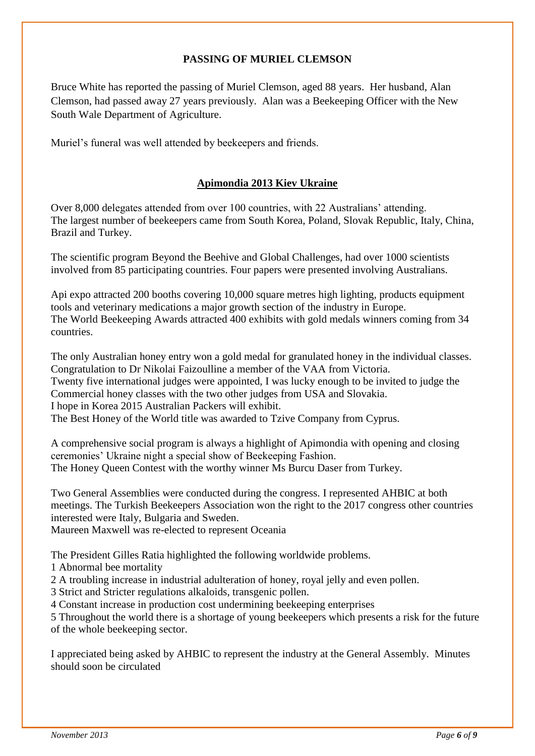## PASSING OF MURIEL CLEMSON

Bruce White has reported the passing of Muriel Clemson, aged 88 years. Her husband, Alan Clemson, had passed away 27 years previously. Alan was a Beekeeping Officer with the New South Wale Department of Agriculture.

Muriel's funeral was well attended by beekeepers and friends.

## Apimondia 2013 Kiev Ukraine

Over 8,000 delegates attended from over 100 countries, with 22 Australians' attending.
The largest number of beekeepers came from South Korea, Poland, Slovak Republic, Italy, China, Brazil and Turkey.

The scientific program Beyond the Beehive and Global Challenges, had over 1000 scientists involved from 85 participating countries. Four papers were presented involving Australians.

Api expo attracted 200 booths covering 10,000 square metres high lighting, products equipment tools and veterinary medications a major growth section of the industry in Europe.
The World Beekeeping Awards attracted 400 exhibits with gold medals winners coming from 34 countries.

The only Australian honey entry won a gold medal for granulated honey in the individual classes. Congratulation to Dr Nikolai Faizoulline a member of the VAA from Victoria.
Twenty five international judges were appointed, I was lucky enough to be invited to judge the Commercial honey classes with the two other judges from USA and Slovakia.
I hope in Korea 2015 Australian Packers will exhibit.
The Best Honey of the World title was awarded to Tzive Company from Cyprus.

A comprehensive social program is always a highlight of Apimondia with opening and closing ceremonies' Ukraine night a special show of Beekeeping Fashion.
The Honey Queen Contest with the worthy winner Ms Burcu Daser from Turkey.

Two General Assemblies were conducted during the congress. I represented AHBIC at both meetings. The Turkish Beekeepers Association won the right to the 2017 congress other countries interested were Italy, Bulgaria and Sweden.
Maureen Maxwell was re-elected to represent Oceania

The President Gilles Ratia highlighted the following worldwide problems.

1 Abnormal bee mortality
2 A troubling increase in industrial adulteration of honey, royal jelly and even pollen.
3 Strict and Stricter regulations alkaloids, transgenic pollen.
4 Constant increase in production cost undermining beekeeping enterprises
5 Throughout the world there is a shortage of young beekeepers which presents a risk for the future of the whole beekeeping sector.

I appreciated being asked by AHBIC to represent the industry at the General Assembly. Minutes should soon be circulated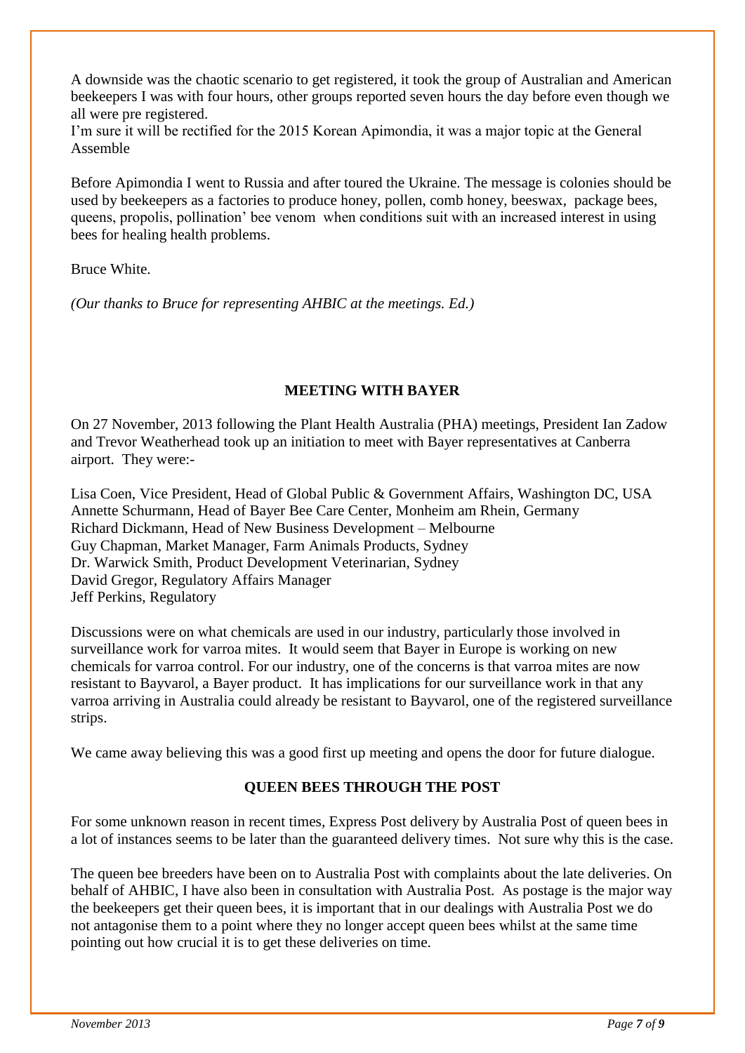A downside was the chaotic scenario to get registered, it took the group of Australian and American beekeepers I was with four hours, other groups reported seven hours the day before even though we all were pre registered.
I'm sure it will be rectified for the 2015 Korean Apimondia, it was a major topic at the General Assemble

Before Apimondia I went to Russia and after toured the Ukraine. The message is colonies should be used by beekeepers as a factories to produce honey, pollen, comb honey, beeswax, package bees, queens, propolis, pollination' bee venom when conditions suit with an increased interest in using bees for healing health problems.

Bruce White.

*(Our thanks to Bruce for representing AHBIC at the meetings. Ed.)*

## MEETING WITH BAYER

On 27 November, 2013 following the Plant Health Australia (PHA) meetings, President Ian Zadow and Trevor Weatherhead took up an initiation to meet with Bayer representatives at Canberra airport. They were:-

Lisa Coen, Vice President, Head of Global Public & Government Affairs, Washington DC, USA
Annette Schurmann, Head of Bayer Bee Care Center, Monheim am Rhein, Germany
Richard Dickmann, Head of New Business Development – Melbourne
Guy Chapman, Market Manager, Farm Animals Products, Sydney
Dr. Warwick Smith, Product Development Veterinarian, Sydney
David Gregor, Regulatory Affairs Manager
Jeff Perkins, Regulatory

Discussions were on what chemicals are used in our industry, particularly those involved in surveillance work for varroa mites. It would seem that Bayer in Europe is working on new chemicals for varroa control. For our industry, one of the concerns is that varroa mites are now resistant to Bayvarol, a Bayer product. It has implications for our surveillance work in that any varroa arriving in Australia could already be resistant to Bayvarol, one of the registered surveillance strips.

We came away believing this was a good first up meeting and opens the door for future dialogue.

## QUEEN BEES THROUGH THE POST

For some unknown reason in recent times, Express Post delivery by Australia Post of queen bees in a lot of instances seems to be later than the guaranteed delivery times. Not sure why this is the case.

The queen bee breeders have been on to Australia Post with complaints about the late deliveries. On behalf of AHBIC, I have also been in consultation with Australia Post. As postage is the major way the beekeepers get their queen bees, it is important that in our dealings with Australia Post we do not antagonise them to a point where they no longer accept queen bees whilst at the same time pointing out how crucial it is to get these deliveries on time.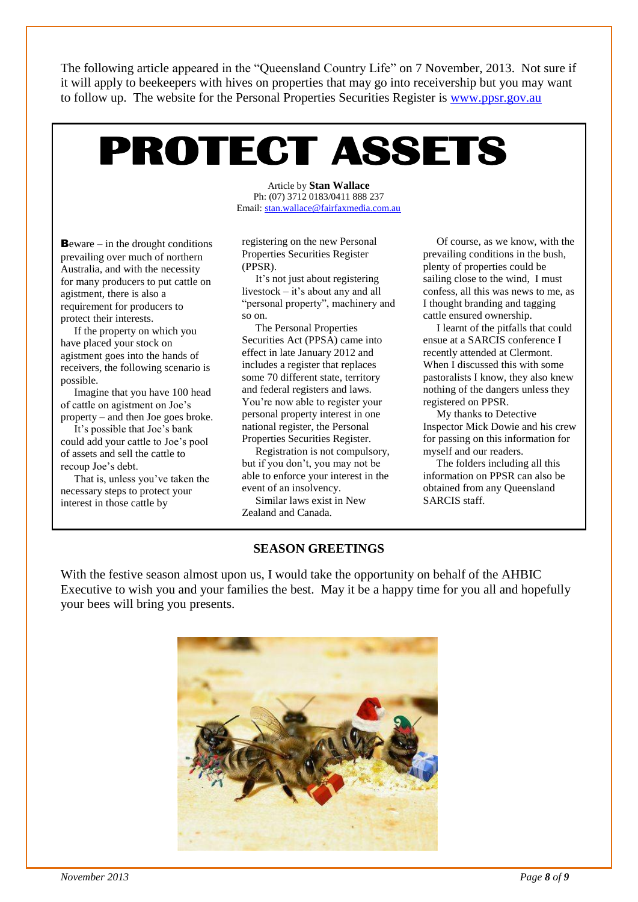The following article appeared in the "Queensland Country Life" on 7 November, 2013. Not sure if it will apply to beekeepers with hives on properties that may go into receivership but you may want to follow up. The website for the Personal Properties Securities Register is [www.ppsr.gov.au](http://www.ppsr.gov.au)

# PROTECT ASSETS

Article by **Stan Wallace**
Ph: (07) 3712 0183/0411 888 237
Email: [stan.wallace@fairfaxmedia.com.au](mailto:stan.wallace@fairfaxmedia.com.au)

**B**eware – in the drought conditions prevailing over much of northern Australia, and with the necessity for many producers to put cattle on agistment, there is also a requirement for producers to protect their interests.

If the property on which you have placed your stock on agistment goes into the hands of receivers, the following scenario is possible.

Imagine that you have 100 head of cattle on agistment on Joe's property – and then Joe goes broke.

It's possible that Joe's bank could add your cattle to Joe's pool of assets and sell the cattle to recoup Joe's debt.

That is, unless you've taken the necessary steps to protect your interest in those cattle by registering on the new Personal Properties Securities Register (PPSR).

It's not just about registering livestock – it's about any and all "personal property", machinery and so on.

The Personal Properties Securities Act (PPSA) came into effect in late January 2012 and includes a register that replaces some 70 different state, territory and federal registers and laws. You're now able to register your personal property interest in one national register, the Personal Properties Securities Register.

Registration is not compulsory, but if you don't, you may not be able to enforce your interest in the event of an insolvency.

Similar laws exist in New Zealand and Canada.

Of course, as we know, with the prevailing conditions in the bush, plenty of properties could be sailing close to the wind, I must confess, all this was news to me, as I thought branding and tagging cattle ensured ownership.

I learnt of the pitfalls that could ensue at a SARCIS conference I recently attended at Clermont. When I discussed this with some pastoralists I know, they also knew nothing of the dangers unless they registered on PPSR.

My thanks to Detective Inspector Mick Dowie and his crew for passing on this information for myself and our readers.

The folders including all this information on PPSR can also be obtained from any Queensland SARCIS staff.

## SEASON GREETINGS

With the festive season almost upon us, I would take the opportunity on behalf of the AHBIC Executive to wish you and your families the best. May it be a happy time for you all and hopefully your bees will bring you presents.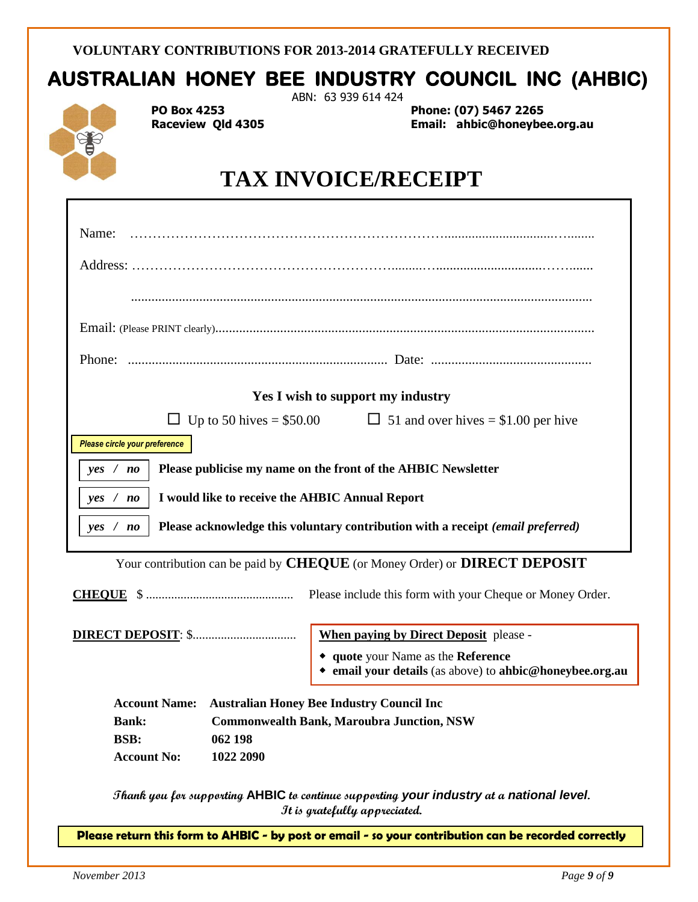**VOLUNTARY CONTRIBUTIONS FOR 2013-2014 GRATEFULLY RECEIVED**

# AUSTRALIAN HONEY BEE INDUSTRY COUNCIL INC (AHBIC)

ABN: 63 939 614 424

**PO Box 4253**
**Raceview Qld 4305**

**Phone: (07) 5467 2265**
**Email: ahbic@honeybee.org.au**

# TAX INVOICE/RECEIPT

Name: ……………………………………………………………………………………………………

Address: ……………………………………………………………………………………………………

……………………………………………………………………………………………………

Email: (Please PRINT clearly)……………………………………………………………………………

Phone: …………………………………………… Date: ……………………………………

**Yes I wish to support my industry**

☐ Up to 50 hives = $50.00 ☐ 51 and over hives = $1.00 per hive

***Please circle your preference***

| | |
|---|---|
| ***yes / no*** | **Please publicise my name on the front of the AHBIC Newsletter** |
| ***yes / no*** | **I would like to receive the AHBIC Annual Report** |
| ***yes / no*** | **Please acknowledge this voluntary contribution with a receipt *(email preferred)*** |

Your contribution can be paid by **CHEQUE** (or Money Order) or **DIRECT DEPOSIT**

**CHEQUE** $ ………………………… Please include this form with your Cheque or Money Order.

**DIRECT DEPOSIT**: $…………………………

**When paying by Direct Deposit** please -

- **quote** your Name as the **Reference**
- **email your details** (as above) to **ahbic@honeybee.org.au**

**Account Name:** **Australian Honey Bee Industry Council Inc**
**Bank:** **Commonwealth Bank, Maroubra Junction, NSW**
**BSB:** **062 198**
**Account No:** **1022 2090**

***Thank you for supporting AHBIC to continue supporting your industry at a national level.***
***It is gratefully appreciated.***

**Please return this form to AHBIC - by post or email - so your contribution can be recorded correctly**

*November 2013*